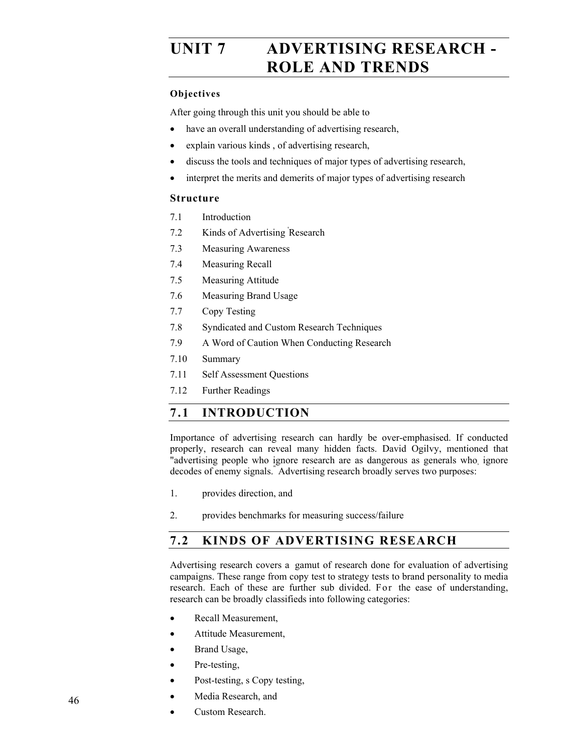# UNIT 7 ADVERTISING RESEARCH - ROLE AND TRENDS

### Objectives

After going through this unit you should be able to

- have an overall understanding of advertising research,
- explain various kinds , of advertising research,
- discuss the tools and techniques of major types of advertising research,
- interpret the merits and demerits of major types of advertising research

### Structure

7.1 Introduction

7.2 Kinds of Advertising Research

7.3 Measuring Awareness

7.4 Measuring Recall

7.5 Measuring Attitude

7.6 Measuring Brand Usage

7.7 Copy Testing

7.8 Syndicated and Custom Research Techniques

7.9 A Word of Caution When Conducting Research

7.10 Summary

7.11 Self Assessment Questions

7.12 Further Readings

## 7.1 INTRODUCTION

Importance of advertising research can hardly be over-emphasised. If conducted properly, research can reveal many hidden facts. David Ogilvy, mentioned that "advertising people who ignore research are as dangerous as generals who, ignore decodes of enemy signals." Advertising research broadly serves two purposes:

1. provides direction, and
2. provides benchmarks for measuring success/failure

## 7.2 KINDS OF ADVERTISING RESEARCH

Advertising research covers a gamut of research done for evaluation of advertising campaigns. These range from copy test to strategy tests to brand personality to media research. Each of these are further sub divided. For the ease of understanding, research can be broadly classifieds into following categories:

- Recall Measurement,
- Attitude Measurement,
- Brand Usage,
- Pre-testing,
- Post-testing, s Copy testing,
- Media Research, and
- Custom Research.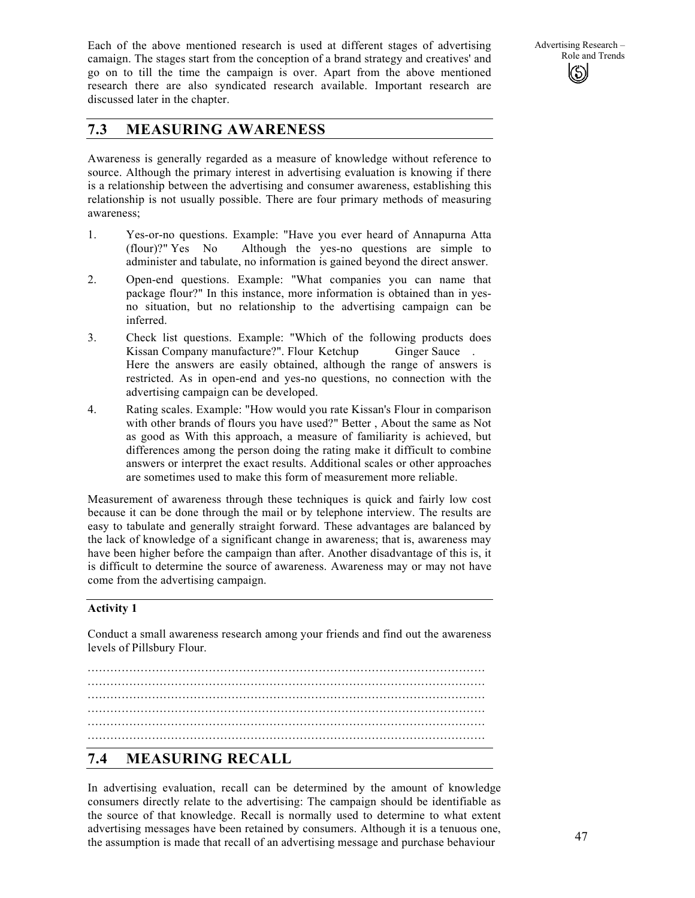Each of the above mentioned research is used at different stages of advertising camaign. The stages start from the conception of a brand strategy and creatives' and go on to till the time the campaign is over. Apart from the above mentioned research there are also syndicated research available. Important research are discussed later in the chapter.

## 7.3 MEASURING AWARENESS

Awareness is generally regarded as a measure of knowledge without reference to source. Although the primary interest in advertising evaluation is knowing if there is a relationship between the advertising and consumer awareness, establishing this relationship is not usually possible. There are four primary methods of measuring awareness;

1. Yes-or-no questions. Example: "Have you ever heard of Annapurna Atta (flour)?" Yes No Although the yes-no questions are simple to administer and tabulate, no information is gained beyond the direct answer.
2. Open-end questions. Example: "What companies you can name that package flour?" In this instance, more information is obtained than in yes-no situation, but no relationship to the advertising campaign can be inferred.
3. Check list questions. Example: "Which of the following products does Kissan Company manufacture?". Flour Ketchup Ginger Sauce . Here the answers are easily obtained, although the range of answers is restricted. As in open-end and yes-no questions, no connection with the advertising campaign can be developed.
4. Rating scales. Example: "How would you rate Kissan's Flour in comparison with other brands of flours you have used?" Better , About the same as Not as good as With this approach, a measure of familiarity is achieved, but differences among the person doing the rating make it difficult to combine answers or interpret the exact results. Additional scales or other approaches are sometimes used to make this form of measurement more reliable.

Measurement of awareness through these techniques is quick and fairly low cost because it can be done through the mail or by telephone interview. The results are easy to tabulate and generally straight forward. These advantages are balanced by the lack of knowledge of a significant change in awareness; that is, awareness may have been higher before the campaign than after. Another disadvantage of this is, it is difficult to determine the source of awareness. Awareness may or may not have come from the advertising campaign.

**Activity 1**

Conduct a small awareness research among your friends and find out the awareness levels of Pillsbury Flour.

…………………………………………………………………………………………
…………………………………………………………………………………………
…………………………………………………………………………………………
…………………………………………………………………………………………
…………………………………………………………………………………………
…………………………………………………………………………………………

## 7.4 MEASURING RECALL

In advertising evaluation, recall can be determined by the amount of knowledge consumers directly relate to the advertising: The campaign should be identifiable as the source of that knowledge. Recall is normally used to determine to what extent advertising messages have been retained by consumers. Although it is a tenuous one, the assumption is made that recall of an advertising message and purchase behaviour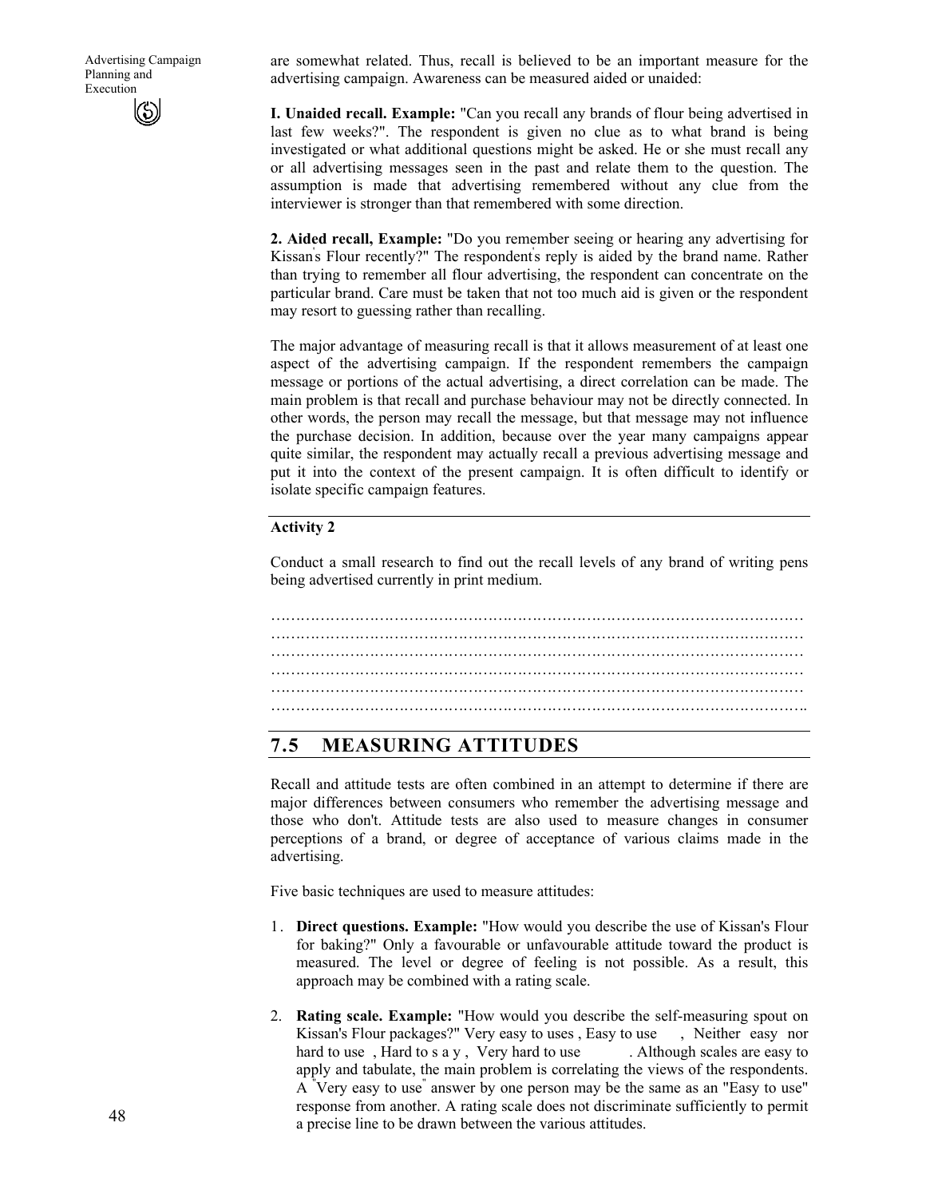are somewhat related. Thus, recall is believed to be an important measure for the advertising campaign. Awareness can be measured aided or unaided:

**I. Unaided recall. Example:** "Can you recall any brands of flour being advertised in last few weeks?". The respondent is given no clue as to what brand is being investigated or what additional questions might be asked. He or she must recall any or all advertising messages seen in the past and relate them to the question. The assumption is made that advertising remembered without any clue from the interviewer is stronger than that remembered with some direction.

**2. Aided recall, Example:** "Do you remember seeing or hearing any advertising for Kissan's Flour recently?" The respondent's reply is aided by the brand name. Rather than trying to remember all flour advertising, the respondent can concentrate on the particular brand. Care must be taken that not too much aid is given or the respondent may resort to guessing rather than recalling.

The major advantage of measuring recall is that it allows measurement of at least one aspect of the advertising campaign. If the respondent remembers the campaign message or portions of the actual advertising, a direct correlation can be made. The main problem is that recall and purchase behaviour may not be directly connected. In other words, the person may recall the message, but that message may not influence the purchase decision. In addition, because over the year many campaigns appear quite similar, the respondent may actually recall a previous advertising message and put it into the context of the present campaign. It is often difficult to identify or isolate specific campaign features.

**Activity 2**

Conduct a small research to find out the recall levels of any brand of writing pens being advertised currently in print medium.

…………………………………………………………………………………………
…………………………………………………………………………………………
…………………………………………………………………………………………
…………………………………………………………………………………………
…………………………………………………………………………………………
…………………………………………………………………………………………

## 7.5 MEASURING ATTITUDES

Recall and attitude tests are often combined in an attempt to determine if there are major differences between consumers who remember the advertising message and those who don't. Attitude tests are also used to measure changes in consumer perceptions of a brand, or degree of acceptance of various claims made in the advertising.

Five basic techniques are used to measure attitudes:

1. **Direct questions. Example:** "How would you describe the use of Kissan's Flour for baking?" Only a favourable or unfavourable attitude toward the product is measured. The level or degree of feeling is not possible. As a result, this approach may be combined with a rating scale.

2. **Rating scale. Example:** "How would you describe the self-measuring spout on Kissan's Flour packages?" Very easy to uses , Easy to use , Neither easy nor hard to use , Hard to say , Very hard to use . Although scales are easy to apply and tabulate, the main problem is correlating the views of the respondents. A "Very easy to use" answer by one person may be the same as an "Easy to use" response from another. A rating scale does not discriminate sufficiently to permit a precise line to be drawn between the various attitudes.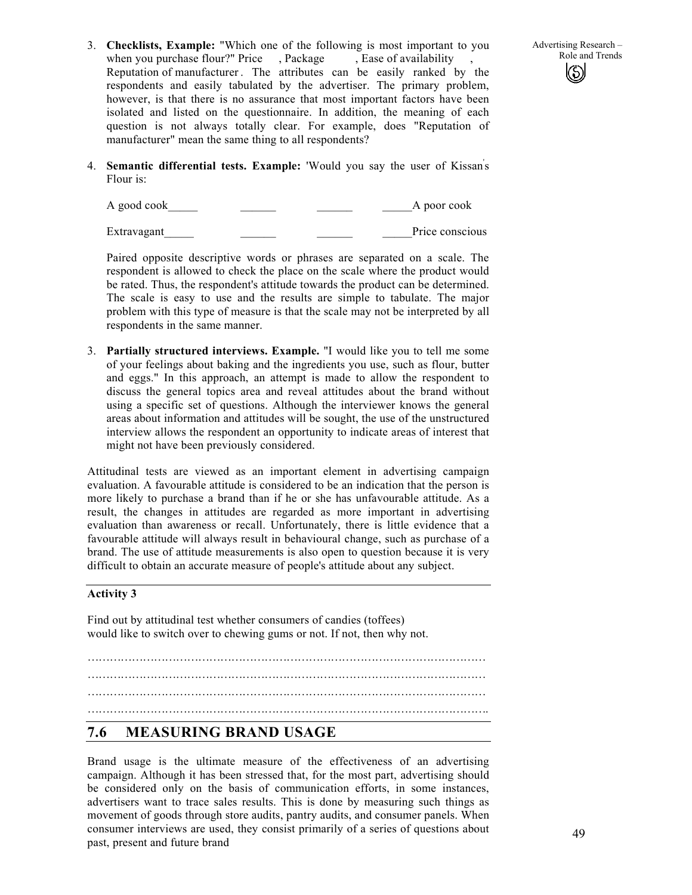3. **Checklists, Example:** "Which one of the following is most important to you when you purchase flour?" Price , Package , Ease of availability , Reputation of manufacturer . The attributes can be easily ranked by the respondents and easily tabulated by the advertiser. The primary problem, however, is that there is no assurance that most important factors have been isolated and listed on the questionnaire. In addition, the meaning of each question is not always totally clear. For example, does "Reputation of manufacturer" mean the same thing to all respondents?

4. **Semantic differential tests. Example:** 'Would you say the user of Kissan's Flour is:

   A good cook_____ ______ ______ _____A poor cook

   Extravagant_____ ______ ______ _____Price conscious

   Paired opposite descriptive words or phrases are separated on a scale. The respondent is allowed to check the place on the scale where the product would be rated. Thus, the respondent's attitude towards the product can be determined. The scale is easy to use and the results are simple to tabulate. The major problem with this type of measure is that the scale may not be interpreted by all respondents in the same manner.

3. **Partially structured interviews. Example.** "I would like you to tell me some of your feelings about baking and the ingredients you use, such as flour, butter and eggs." In this approach, an attempt is made to allow the respondent to discuss the general topics area and reveal attitudes about the brand without using a specific set of questions. Although the interviewer knows the general areas about information and attitudes will be sought, the use of the unstructured interview allows the respondent an opportunity to indicate areas of interest that might not have been previously considered.

Attitudinal tests are viewed as an important element in advertising campaign evaluation. A favourable attitude is considered to be an indication that the person is more likely to purchase a brand than if he or she has unfavourable attitude. As a result, the changes in attitudes are regarded as more important in advertising evaluation than awareness or recall. Unfortunately, there is little evidence that a favourable attitude will always result in behavioural change, such as purchase of a brand. The use of attitude measurements is also open to question because it is very difficult to obtain an accurate measure of people's attitude about any subject.

**Activity 3**

Find out by attitudinal test whether consumers of candies (toffees) would like to switch over to chewing gums or not. If not, then why not.

…………………………………………………………………………………………
…………………………………………………………………………………………
…………………………………………………………………………………………
…………………………………………………………………………………………

## 7.6 MEASURING BRAND USAGE

Brand usage is the ultimate measure of the effectiveness of an advertising campaign. Although it has been stressed that, for the most part, advertising should be considered only on the basis of communication efforts, in some instances, advertisers want to trace sales results. This is done by measuring such things as movement of goods through store audits, pantry audits, and consumer panels. When consumer interviews are used, they consist primarily of a series of questions about past, present and future brand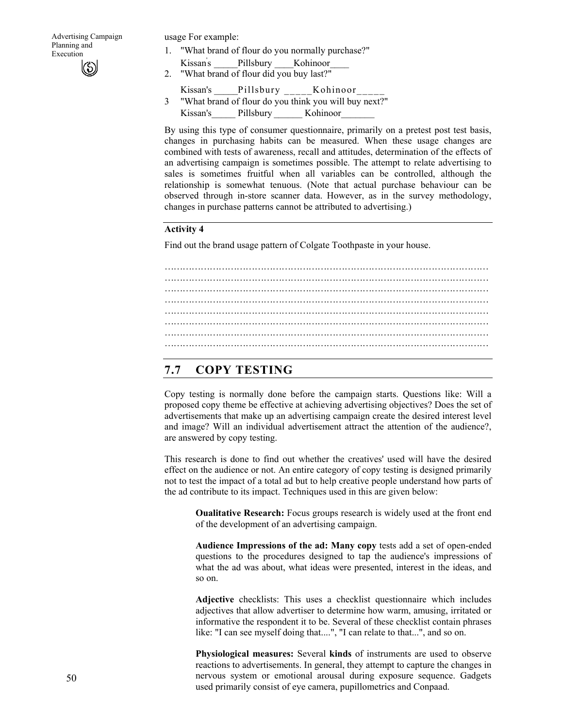usage For example:

1. "What brand of flour do you normally purchase?"
   Kissan's _____Pillsbury ____Kohinoor____
2. "What brand of flour did you buy last?"
   Kissan's _____Pillsbury _____Kohinoor_____
3. "What brand of flour do you think you will buy next?"
   Kissan's_____ Pillsbury ______ Kohinoor_______

By using this type of consumer questionnaire, primarily on a pretest post test basis, changes in purchasing habits can be measured. When these usage changes are combined with tests of awareness, recall and attitudes, determination of the effects of an advertising campaign is sometimes possible. The attempt to relate advertising to sales is sometimes fruitful when all variables can be controlled, although the relationship is somewhat tenuous. (Note that actual purchase behaviour can be observed through in-store scanner data. However, as in the survey methodology, changes in purchase patterns cannot be attributed to advertising.)

**Activity 4**

Find out the brand usage pattern of Colgate Toothpaste in your house.

…………………………………………………………………………………………
…………………………………………………………………………………………
…………………………………………………………………………………………
…………………………………………………………………………………………
…………………………………………………………………………………………
…………………………………………………………………………………………
…………………………………………………………………………………………
…………………………………………………………………………………………

## 7.7 COPY TESTING

Copy testing is normally done before the campaign starts. Questions like: Will a proposed copy theme be effective at achieving advertising objectives? Does the set of advertisements that make up an advertising campaign create the desired interest level and image? Will an individual advertisement attract the attention of the audience?, are answered by copy testing.

This research is done to find out whether the creatives' used will have the desired effect on the audience or not. An entire category of copy testing is designed primarily not to test the impact of a total ad but to help creative people understand how parts of the ad contribute to its impact. Techniques used in this are given below:

**Oualitative Research:** Focus groups research is widely used at the front end of the development of an advertising campaign.

**Audience Impressions of the ad: Many copy** tests add a set of open-ended questions to the procedures designed to tap the audience's impressions of what the ad was about, what ideas were presented, interest in the ideas, and so on.

**Adjective** checklists: This uses a checklist questionnaire which includes adjectives that allow advertiser to determine how warm, amusing, irritated or informative the respondent it to be. Several of these checklist contain phrases like: "I can see myself doing that....", "I can relate to that...", and so on.

**Physiological measures:** Several **kinds** of instruments are used to observe reactions to advertisements. In general, they attempt to capture the changes in nervous system or emotional arousal during exposure sequence. Gadgets used primarily consist of eye camera, pupillometrics and Conpaad.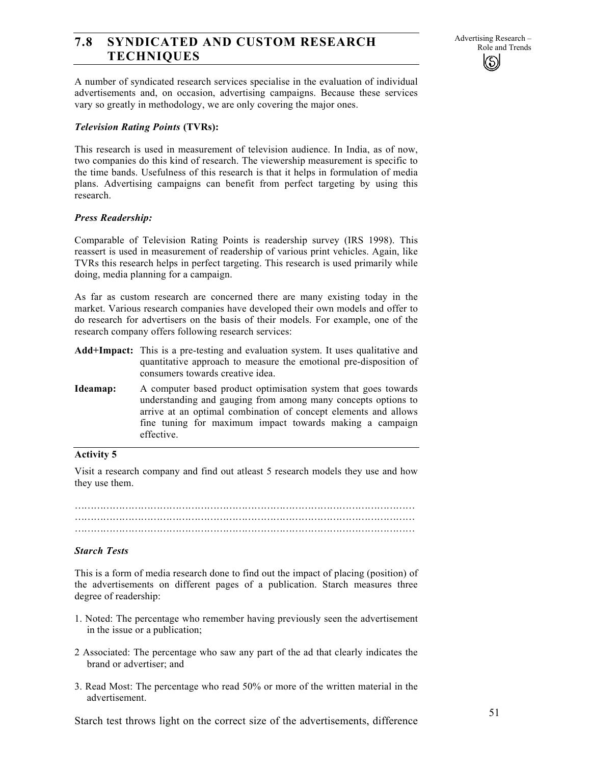## 7.8 SYNDICATED AND CUSTOM RESEARCH TECHNIQUES

A number of syndicated research services specialise in the evaluation of individual advertisements and, on occasion, advertising campaigns. Because these services vary so greatly in methodology, we are only covering the major ones.

***Television Rating Points* (TVRs):**

This research is used in measurement of television audience. In India, as of now, two companies do this kind of research. The viewership measurement is specific to the time bands. Usefulness of this research is that it helps in formulation of media plans. Advertising campaigns can benefit from perfect targeting by using this research.

***Press Readership:***

Comparable of Television Rating Points is readership survey (IRS 1998). This reassert is used in measurement of readership of various print vehicles. Again, like TVRs this research helps in perfect targeting. This research is used primarily while doing, media planning for a campaign.

As far as custom research are concerned there are many existing today in the market. Various research companies have developed their own models and offer to do research for advertisers on the basis of their models. For example, one of the research company offers following research services:

**Add+Impact:** This is a pre-testing and evaluation system. It uses qualitative and quantitative approach to measure the emotional pre-disposition of consumers towards creative idea.

**Ideamap:** A computer based product optimisation system that goes towards understanding and gauging from among many concepts options to arrive at an optimal combination of concept elements and allows fine tuning for maximum impact towards making a campaign effective.

**Activity 5**

Visit a research company and find out atleast 5 research models they use and how they use them.

…………………………………………………………………………………………………
…………………………………………………………………………………………………
…………………………………………………………………………………………………

***Starch Tests***

This is a form of media research done to find out the impact of placing (position) of the advertisements on different pages of a publication. Starch measures three degree of readership:

1. Noted: The percentage who remember having previously seen the advertisement in the issue or a publication;

2 Associated: The percentage who saw any part of the ad that clearly indicates the brand or advertiser; and

3. Read Most: The percentage who read 50% or more of the written material in the advertisement.

Starch test throws light on the correct size of the advertisements, difference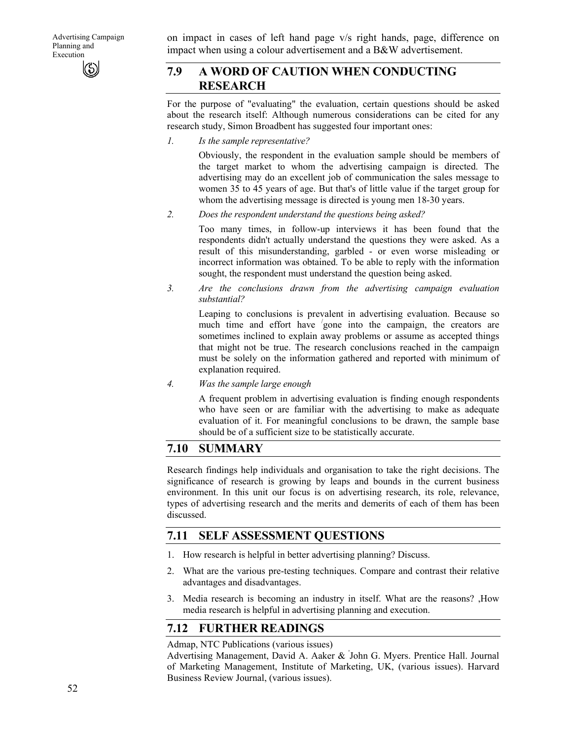on impact in cases of left hand page v/s right hands, page, difference on impact when using a colour advertisement and a B&W advertisement.

## 7.9 A WORD OF CAUTION WHEN CONDUCTING RESEARCH

For the purpose of "evaluating" the evaluation, certain questions should be asked about the research itself: Although numerous considerations can be cited for any research study, Simon Broadbent has suggested four important ones:

1. *Is the sample representative?*

   Obviously, the respondent in the evaluation sample should be members of the target market to whom the advertising campaign is directed. The advertising may do an excellent job of communication the sales message to women 35 to 45 years of age. But that's of little value if the target group for whom the advertising message is directed is young men 18-30 years.

2. *Does the respondent understand the questions being asked?*

   Too many times, in follow-up interviews it has been found that the respondents didn't actually understand the questions they were asked. As a result of this misunderstanding, garbled - or even worse misleading or incorrect information was obtained. To be able to reply with the information sought, the respondent must understand the question being asked.

3. *Are the conclusions drawn from the advertising campaign evaluation substantial?*

   Leaping to conclusions is prevalent in advertising evaluation. Because so much time and effort have gone into the campaign, the creators are sometimes inclined to explain away problems or assume as accepted things that might not be true. The research conclusions reached in the campaign must be solely on the information gathered and reported with minimum of explanation required.

4. *Was the sample large enough*

   A frequent problem in advertising evaluation is finding enough respondents who have seen or are familiar with the advertising to make as adequate evaluation of it. For meaningful conclusions to be drawn, the sample base should be of a sufficient size to be statistically accurate.

## 7.10 SUMMARY

Research findings help individuals and organisation to take the right decisions. The significance of research is growing by leaps and bounds in the current business environment. In this unit our focus is on advertising research, its role, relevance, types of advertising research and the merits and demerits of each of them has been discussed.

## 7.11 SELF ASSESSMENT QUESTIONS

1. How research is helpful in better advertising planning? Discuss.
2. What are the various pre-testing techniques. Compare and contrast their relative advantages and disadvantages.
3. Media research is becoming an industry in itself. What are the reasons? ,How media research is helpful in advertising planning and execution.

## 7.12 FURTHER READINGS

Admap, NTC Publications (various issues)

Advertising Management, David A. Aaker & John G. Myers. Prentice Hall. Journal of Marketing Management, Institute of Marketing, UK, (various issues). Harvard Business Review Journal, (various issues).